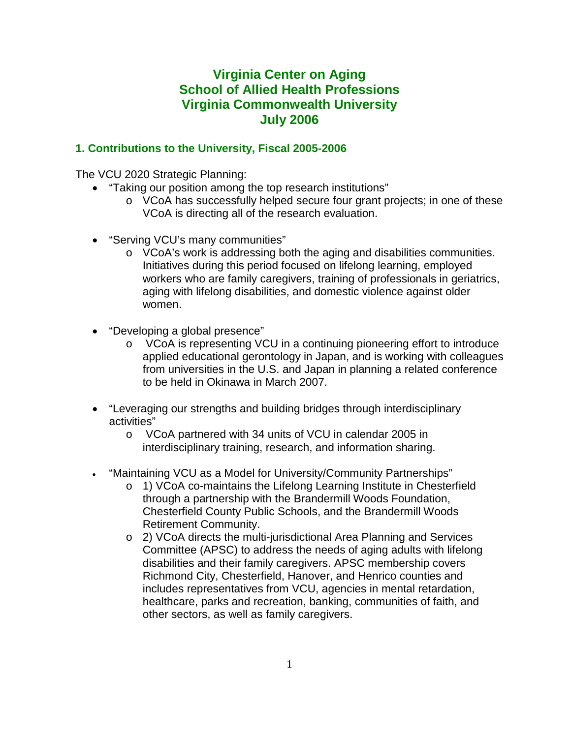# Virginia Center on Aging
# School of Allied Health Professions
# Virginia Commonwealth University
# July 2006

## 1. Contributions to the University, Fiscal 2005-2006

The VCU 2020 Strategic Planning:

- "Taking our position among the top research institutions"
  - VCoA has successfully helped secure four grant projects; in one of these VCoA is directing all of the research evaluation.

- "Serving VCU's many communities"
  - VCoA's work is addressing both the aging and disabilities communities. Initiatives during this period focused on lifelong learning, employed workers who are family caregivers, training of professionals in geriatrics, aging with lifelong disabilities, and domestic violence against older women.

- "Developing a global presence"
  - VCoA is representing VCU in a continuing pioneering effort to introduce applied educational gerontology in Japan, and is working with colleagues from universities in the U.S. and Japan in planning a related conference to be held in Okinawa in March 2007.

- "Leveraging our strengths and building bridges through interdisciplinary activities"
  - VCoA partnered with 34 units of VCU in calendar 2005 in interdisciplinary training, research, and information sharing.

- "Maintaining VCU as a Model for University/Community Partnerships"
  - 1) VCoA co-maintains the Lifelong Learning Institute in Chesterfield through a partnership with the Brandermill Woods Foundation, Chesterfield County Public Schools, and the Brandermill Woods Retirement Community.
  - 2) VCoA directs the multi-jurisdictional Area Planning and Services Committee (APSC) to address the needs of aging adults with lifelong disabilities and their family caregivers. APSC membership covers Richmond City, Chesterfield, Hanover, and Henrico counties and includes representatives from VCU, agencies in mental retardation, healthcare, parks and recreation, banking, communities of faith, and other sectors, as well as family caregivers.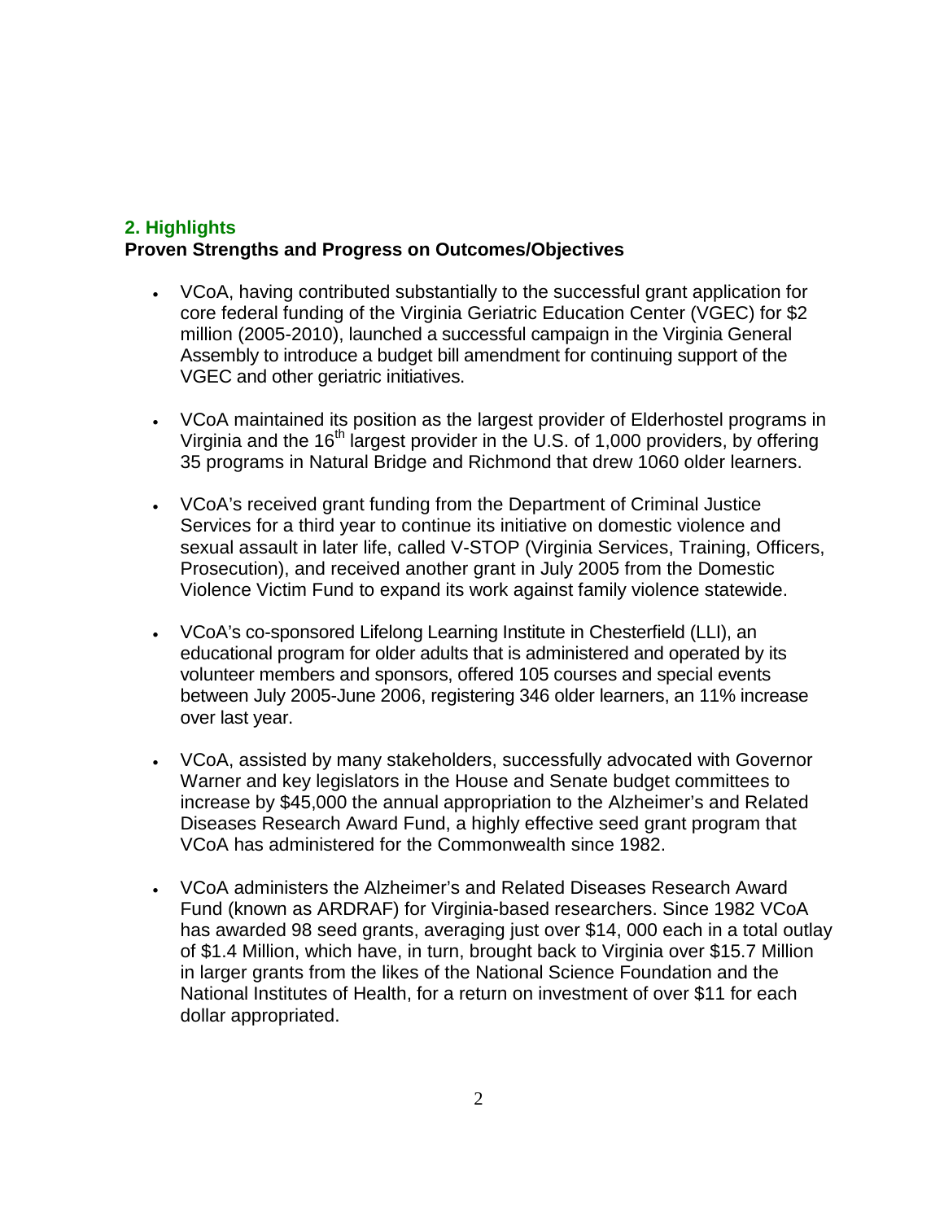## 2. Highlights

**Proven Strengths and Progress on Outcomes/Objectives**

- VCoA, having contributed substantially to the successful grant application for core federal funding of the Virginia Geriatric Education Center (VGEC) for $2 million (2005-2010), launched a successful campaign in the Virginia General Assembly to introduce a budget bill amendment for continuing support of the VGEC and other geriatric initiatives.

- VCoA maintained its position as the largest provider of Elderhostel programs in Virginia and the 16th largest provider in the U.S. of 1,000 providers, by offering 35 programs in Natural Bridge and Richmond that drew 1060 older learners.

- VCoA's received grant funding from the Department of Criminal Justice Services for a third year to continue its initiative on domestic violence and sexual assault in later life, called V-STOP (Virginia Services, Training, Officers, Prosecution), and received another grant in July 2005 from the Domestic Violence Victim Fund to expand its work against family violence statewide.

- VCoA's co-sponsored Lifelong Learning Institute in Chesterfield (LLI), an educational program for older adults that is administered and operated by its volunteer members and sponsors, offered 105 courses and special events between July 2005-June 2006, registering 346 older learners, an 11% increase over last year.

- VCoA, assisted by many stakeholders, successfully advocated with Governor Warner and key legislators in the House and Senate budget committees to increase by $45,000 the annual appropriation to the Alzheimer's and Related Diseases Research Award Fund, a highly effective seed grant program that VCoA has administered for the Commonwealth since 1982.

- VCoA administers the Alzheimer's and Related Diseases Research Award Fund (known as ARDRAF) for Virginia-based researchers. Since 1982 VCoA has awarded 98 seed grants, averaging just over $14, 000 each in a total outlay of $1.4 Million, which have, in turn, brought back to Virginia over $15.7 Million in larger grants from the likes of the National Science Foundation and the National Institutes of Health, for a return on investment of over $11 for each dollar appropriated.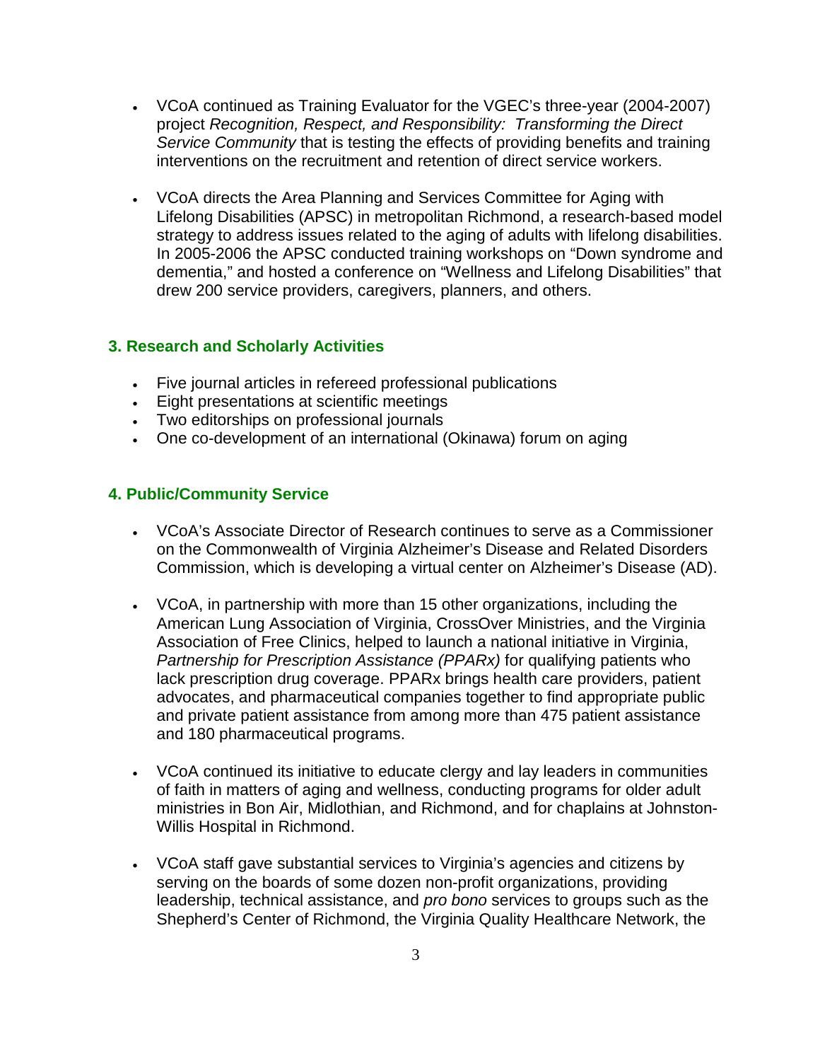- VCoA continued as Training Evaluator for the VGEC's three-year (2004-2007) project *Recognition, Respect, and Responsibility: Transforming the Direct Service Community* that is testing the effects of providing benefits and training interventions on the recruitment and retention of direct service workers.

- VCoA directs the Area Planning and Services Committee for Aging with Lifelong Disabilities (APSC) in metropolitan Richmond, a research-based model strategy to address issues related to the aging of adults with lifelong disabilities. In 2005-2006 the APSC conducted training workshops on "Down syndrome and dementia," and hosted a conference on "Wellness and Lifelong Disabilities" that drew 200 service providers, caregivers, planners, and others.

### 3. Research and Scholarly Activities

- Five journal articles in refereed professional publications
- Eight presentations at scientific meetings
- Two editorships on professional journals
- One co-development of an international (Okinawa) forum on aging

### 4. Public/Community Service

- VCoA's Associate Director of Research continues to serve as a Commissioner on the Commonwealth of Virginia Alzheimer's Disease and Related Disorders Commission, which is developing a virtual center on Alzheimer's Disease (AD).

- VCoA, in partnership with more than 15 other organizations, including the American Lung Association of Virginia, CrossOver Ministries, and the Virginia Association of Free Clinics, helped to launch a national initiative in Virginia, *Partnership for Prescription Assistance (PPARx)* for qualifying patients who lack prescription drug coverage. PPARx brings health care providers, patient advocates, and pharmaceutical companies together to find appropriate public and private patient assistance from among more than 475 patient assistance and 180 pharmaceutical programs.

- VCoA continued its initiative to educate clergy and lay leaders in communities of faith in matters of aging and wellness, conducting programs for older adult ministries in Bon Air, Midlothian, and Richmond, and for chaplains at Johnston-Willis Hospital in Richmond.

- VCoA staff gave substantial services to Virginia's agencies and citizens by serving on the boards of some dozen non-profit organizations, providing leadership, technical assistance, and *pro bono* services to groups such as the Shepherd's Center of Richmond, the Virginia Quality Healthcare Network, the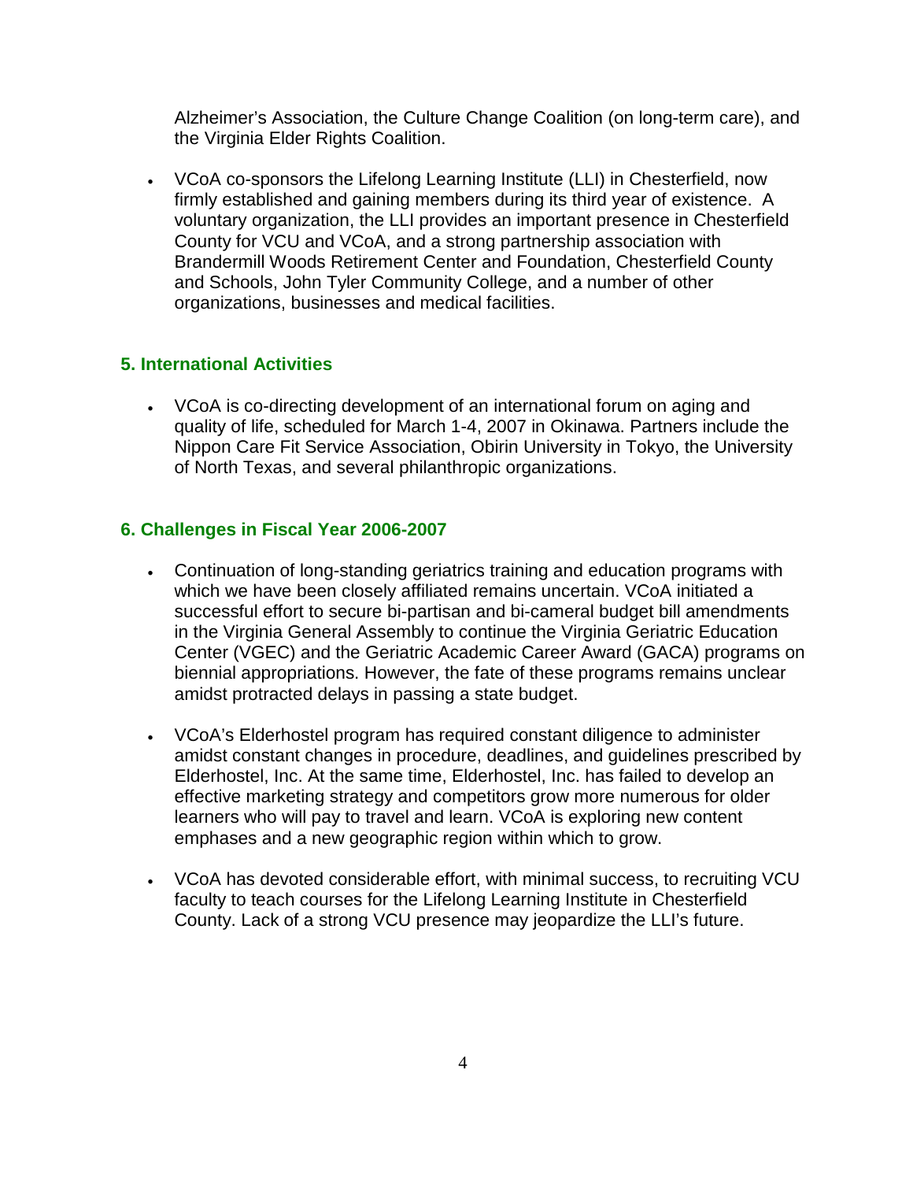Alzheimer's Association, the Culture Change Coalition (on long-term care), and the Virginia Elder Rights Coalition.

- VCoA co-sponsors the Lifelong Learning Institute (LLI) in Chesterfield, now firmly established and gaining members during its third year of existence. A voluntary organization, the LLI provides an important presence in Chesterfield County for VCU and VCoA, and a strong partnership association with Brandermill Woods Retirement Center and Foundation, Chesterfield County and Schools, John Tyler Community College, and a number of other organizations, businesses and medical facilities.

## 5. International Activities

- VCoA is co-directing development of an international forum on aging and quality of life, scheduled for March 1-4, 2007 in Okinawa. Partners include the Nippon Care Fit Service Association, Obirin University in Tokyo, the University of North Texas, and several philanthropic organizations.

## 6. Challenges in Fiscal Year 2006-2007

- Continuation of long-standing geriatrics training and education programs with which we have been closely affiliated remains uncertain. VCoA initiated a successful effort to secure bi-partisan and bi-cameral budget bill amendments in the Virginia General Assembly to continue the Virginia Geriatric Education Center (VGEC) and the Geriatric Academic Career Award (GACA) programs on biennial appropriations. However, the fate of these programs remains unclear amidst protracted delays in passing a state budget.

- VCoA's Elderhostel program has required constant diligence to administer amidst constant changes in procedure, deadlines, and guidelines prescribed by Elderhostel, Inc. At the same time, Elderhostel, Inc. has failed to develop an effective marketing strategy and competitors grow more numerous for older learners who will pay to travel and learn. VCoA is exploring new content emphases and a new geographic region within which to grow.

- VCoA has devoted considerable effort, with minimal success, to recruiting VCU faculty to teach courses for the Lifelong Learning Institute in Chesterfield County. Lack of a strong VCU presence may jeopardize the LLI's future.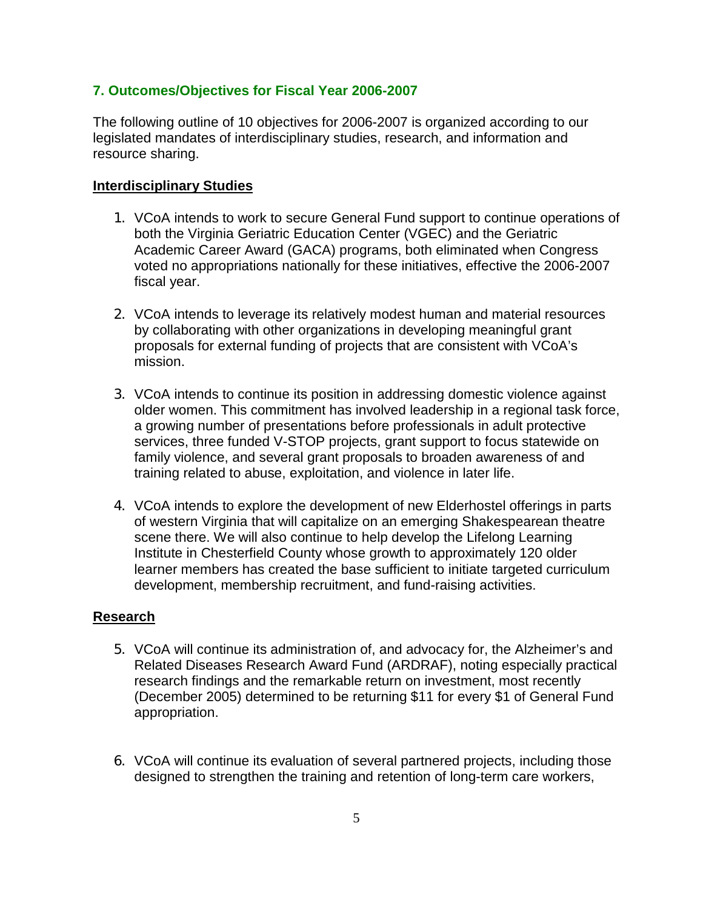## 7. Outcomes/Objectives for Fiscal Year 2006-2007

The following outline of 10 objectives for 2006-2007 is organized according to our legislated mandates of interdisciplinary studies, research, and information and resource sharing.

### Interdisciplinary Studies

1. VCoA intends to work to secure General Fund support to continue operations of both the Virginia Geriatric Education Center (VGEC) and the Geriatric Academic Career Award (GACA) programs, both eliminated when Congress voted no appropriations nationally for these initiatives, effective the 2006-2007 fiscal year.

2. VCoA intends to leverage its relatively modest human and material resources by collaborating with other organizations in developing meaningful grant proposals for external funding of projects that are consistent with VCoA's mission.

3. VCoA intends to continue its position in addressing domestic violence against older women. This commitment has involved leadership in a regional task force, a growing number of presentations before professionals in adult protective services, three funded V-STOP projects, grant support to focus statewide on family violence, and several grant proposals to broaden awareness of and training related to abuse, exploitation, and violence in later life.

4. VCoA intends to explore the development of new Elderhostel offerings in parts of western Virginia that will capitalize on an emerging Shakespearean theatre scene there. We will also continue to help develop the Lifelong Learning Institute in Chesterfield County whose growth to approximately 120 older learner members has created the base sufficient to initiate targeted curriculum development, membership recruitment, and fund-raising activities.

### Research

5. VCoA will continue its administration of, and advocacy for, the Alzheimer's and Related Diseases Research Award Fund (ARDRAF), noting especially practical research findings and the remarkable return on investment, most recently (December 2005) determined to be returning $11 for every $1 of General Fund appropriation.

6. VCoA will continue its evaluation of several partnered projects, including those designed to strengthen the training and retention of long-term care workers,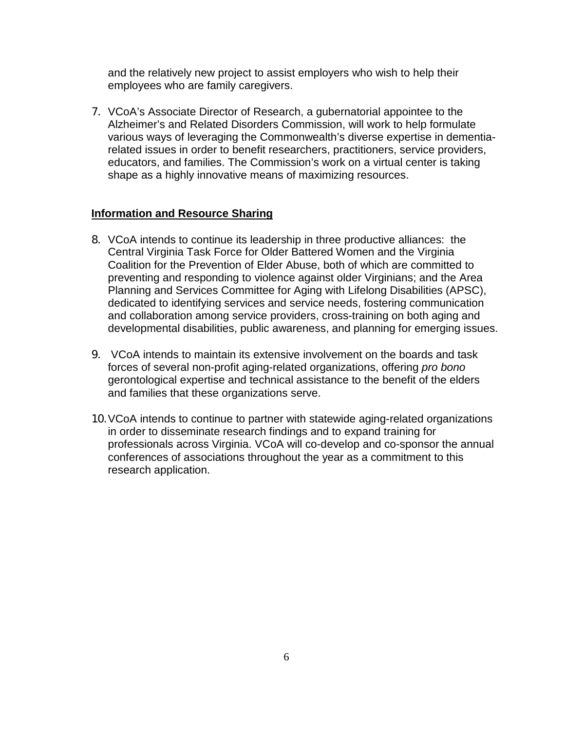and the relatively new project to assist employers who wish to help their employees who are family caregivers.

7. VCoA's Associate Director of Research, a gubernatorial appointee to the Alzheimer's and Related Disorders Commission, will work to help formulate various ways of leveraging the Commonwealth's diverse expertise in dementia-related issues in order to benefit researchers, practitioners, service providers, educators, and families. The Commission's work on a virtual center is taking shape as a highly innovative means of maximizing resources.

**Information and Resource Sharing**

8. VCoA intends to continue its leadership in three productive alliances: the Central Virginia Task Force for Older Battered Women and the Virginia Coalition for the Prevention of Elder Abuse, both of which are committed to preventing and responding to violence against older Virginians; and the Area Planning and Services Committee for Aging with Lifelong Disabilities (APSC), dedicated to identifying services and service needs, fostering communication and collaboration among service providers, cross-training on both aging and developmental disabilities, public awareness, and planning for emerging issues.

9. VCoA intends to maintain its extensive involvement on the boards and task forces of several non-profit aging-related organizations, offering *pro bono* gerontological expertise and technical assistance to the benefit of the elders and families that these organizations serve.

10. VCoA intends to continue to partner with statewide aging-related organizations in order to disseminate research findings and to expand training for professionals across Virginia. VCoA will co-develop and co-sponsor the annual conferences of associations throughout the year as a commitment to this research application.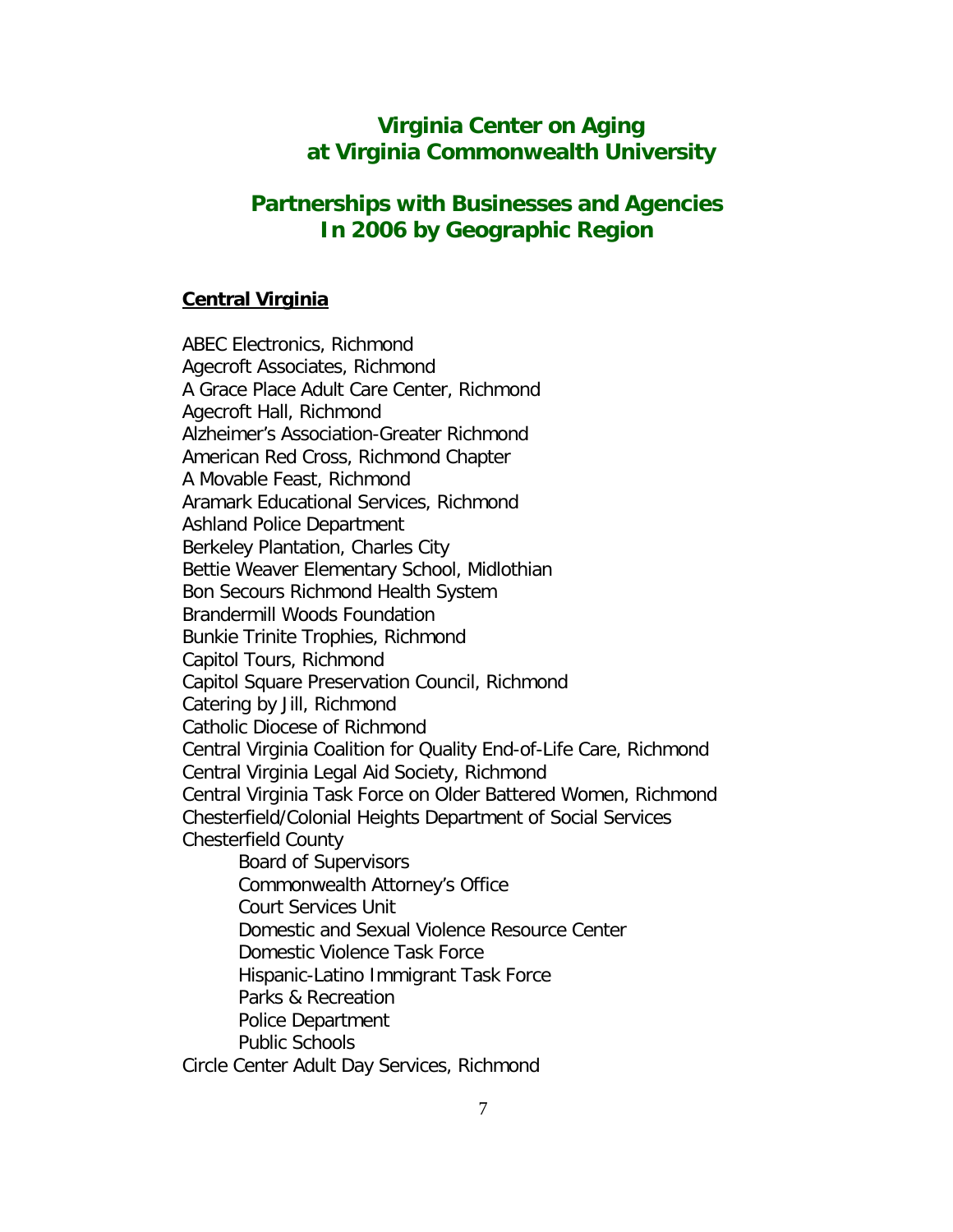# Virginia Center on Aging at Virginia Commonwealth University

# Partnerships with Businesses and Agencies In 2006 by Geographic Region

## Central Virginia

ABEC Electronics, Richmond
Agecroft Associates, Richmond
A Grace Place Adult Care Center, Richmond
Agecroft Hall, Richmond
Alzheimer's Association-Greater Richmond
American Red Cross, Richmond Chapter
A Movable Feast, Richmond
Aramark Educational Services, Richmond
Ashland Police Department
Berkeley Plantation, Charles City
Bettie Weaver Elementary School, Midlothian
Bon Secours Richmond Health System
Brandermill Woods Foundation
Bunkie Trinite Trophies, Richmond
Capitol Tours, Richmond
Capitol Square Preservation Council, Richmond
Catering by Jill, Richmond
Catholic Diocese of Richmond
Central Virginia Coalition for Quality End-of-Life Care, Richmond
Central Virginia Legal Aid Society, Richmond
Central Virginia Task Force on Older Battered Women, Richmond
Chesterfield/Colonial Heights Department of Social Services
Chesterfield County
- Board of Supervisors
- Commonwealth Attorney's Office
- Court Services Unit
- Domestic and Sexual Violence Resource Center
- Domestic Violence Task Force
- Hispanic-Latino Immigrant Task Force
- Parks & Recreation
- Police Department
- Public Schools

Circle Center Adult Day Services, Richmond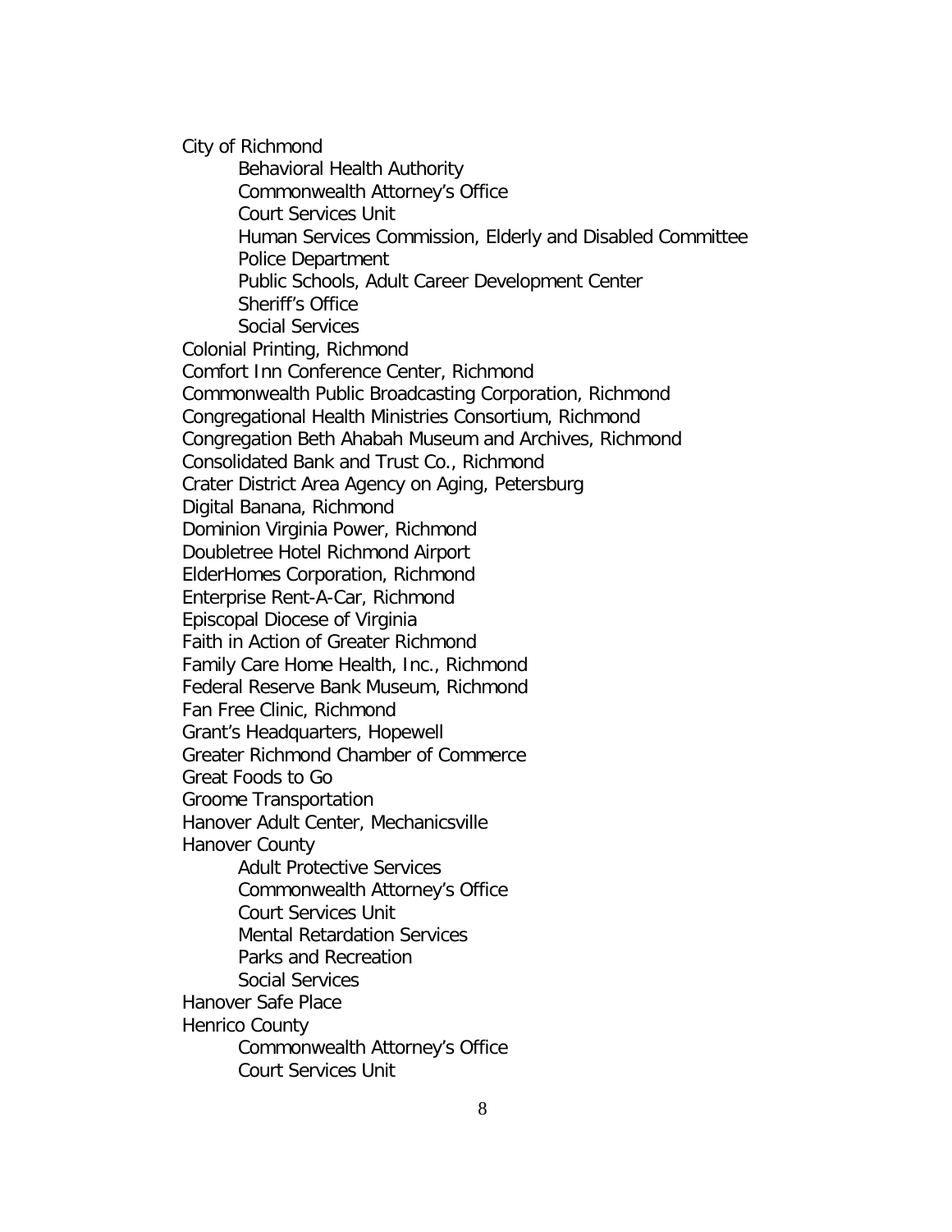City of Richmond
- Behavioral Health Authority
- Commonwealth Attorney's Office
- Court Services Unit
- Human Services Commission, Elderly and Disabled Committee
- Police Department
- Public Schools, Adult Career Development Center
- Sheriff's Office
- Social Services

Colonial Printing, Richmond
Comfort Inn Conference Center, Richmond
Commonwealth Public Broadcasting Corporation, Richmond
Congregational Health Ministries Consortium, Richmond
Congregation Beth Ahabah Museum and Archives, Richmond
Consolidated Bank and Trust Co., Richmond
Crater District Area Agency on Aging, Petersburg
Digital Banana, Richmond
Dominion Virginia Power, Richmond
Doubletree Hotel Richmond Airport
ElderHomes Corporation, Richmond
Enterprise Rent-A-Car, Richmond
Episcopal Diocese of Virginia
Faith in Action of Greater Richmond
Family Care Home Health, Inc., Richmond
Federal Reserve Bank Museum, Richmond
Fan Free Clinic, Richmond
Grant's Headquarters, Hopewell
Greater Richmond Chamber of Commerce
Great Foods to Go
Groome Transportation
Hanover Adult Center, Mechanicsville
Hanover County
- Adult Protective Services
- Commonwealth Attorney's Office
- Court Services Unit
- Mental Retardation Services
- Parks and Recreation
- Social Services

Hanover Safe Place
Henrico County
- Commonwealth Attorney's Office
- Court Services Unit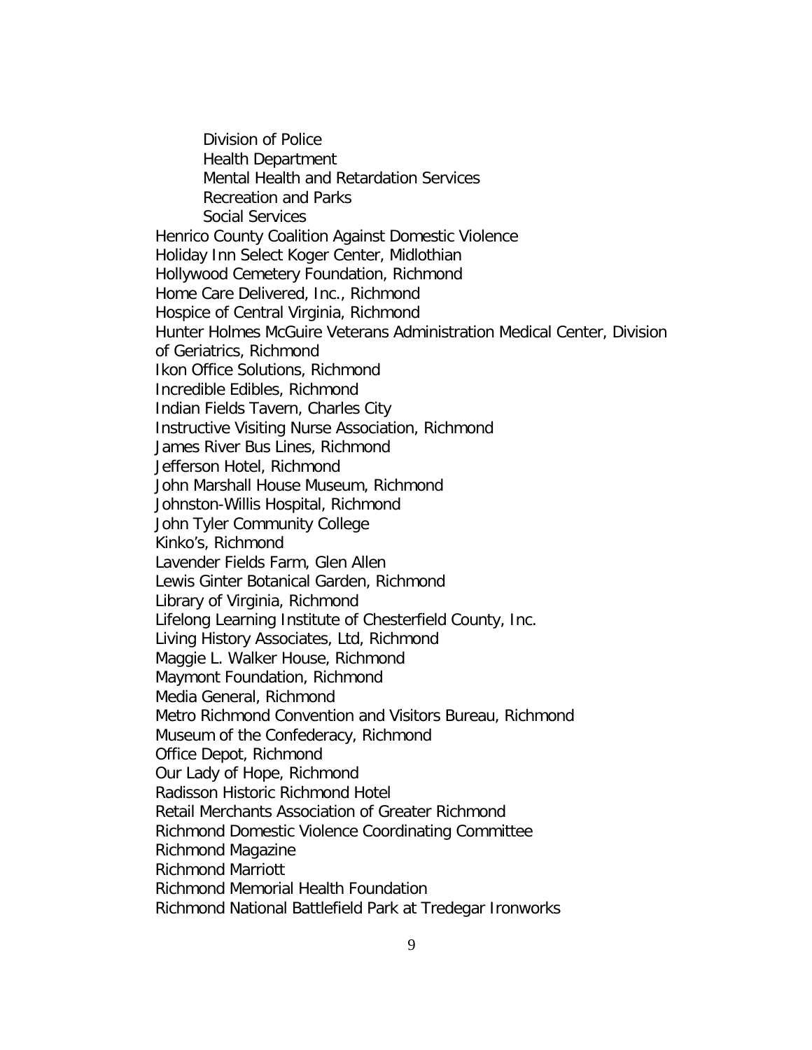- Division of Police
- Health Department
- Mental Health and Retardation Services
- Recreation and Parks
- Social Services

Henrico County Coalition Against Domestic Violence
Holiday Inn Select Koger Center, Midlothian
Hollywood Cemetery Foundation, Richmond
Home Care Delivered, Inc., Richmond
Hospice of Central Virginia, Richmond
Hunter Holmes McGuire Veterans Administration Medical Center, Division of Geriatrics, Richmond
Ikon Office Solutions, Richmond
Incredible Edibles, Richmond
Indian Fields Tavern, Charles City
Instructive Visiting Nurse Association, Richmond
James River Bus Lines, Richmond
Jefferson Hotel, Richmond
John Marshall House Museum, Richmond
Johnston-Willis Hospital, Richmond
John Tyler Community College
Kinko's, Richmond
Lavender Fields Farm, Glen Allen
Lewis Ginter Botanical Garden, Richmond
Library of Virginia, Richmond
Lifelong Learning Institute of Chesterfield County, Inc.
Living History Associates, Ltd, Richmond
Maggie L. Walker House, Richmond
Maymont Foundation, Richmond
Media General, Richmond
Metro Richmond Convention and Visitors Bureau, Richmond
Museum of the Confederacy, Richmond
Office Depot, Richmond
Our Lady of Hope, Richmond
Radisson Historic Richmond Hotel
Retail Merchants Association of Greater Richmond
Richmond Domestic Violence Coordinating Committee
Richmond Magazine
Richmond Marriott
Richmond Memorial Health Foundation
Richmond National Battlefield Park at Tredegar Ironworks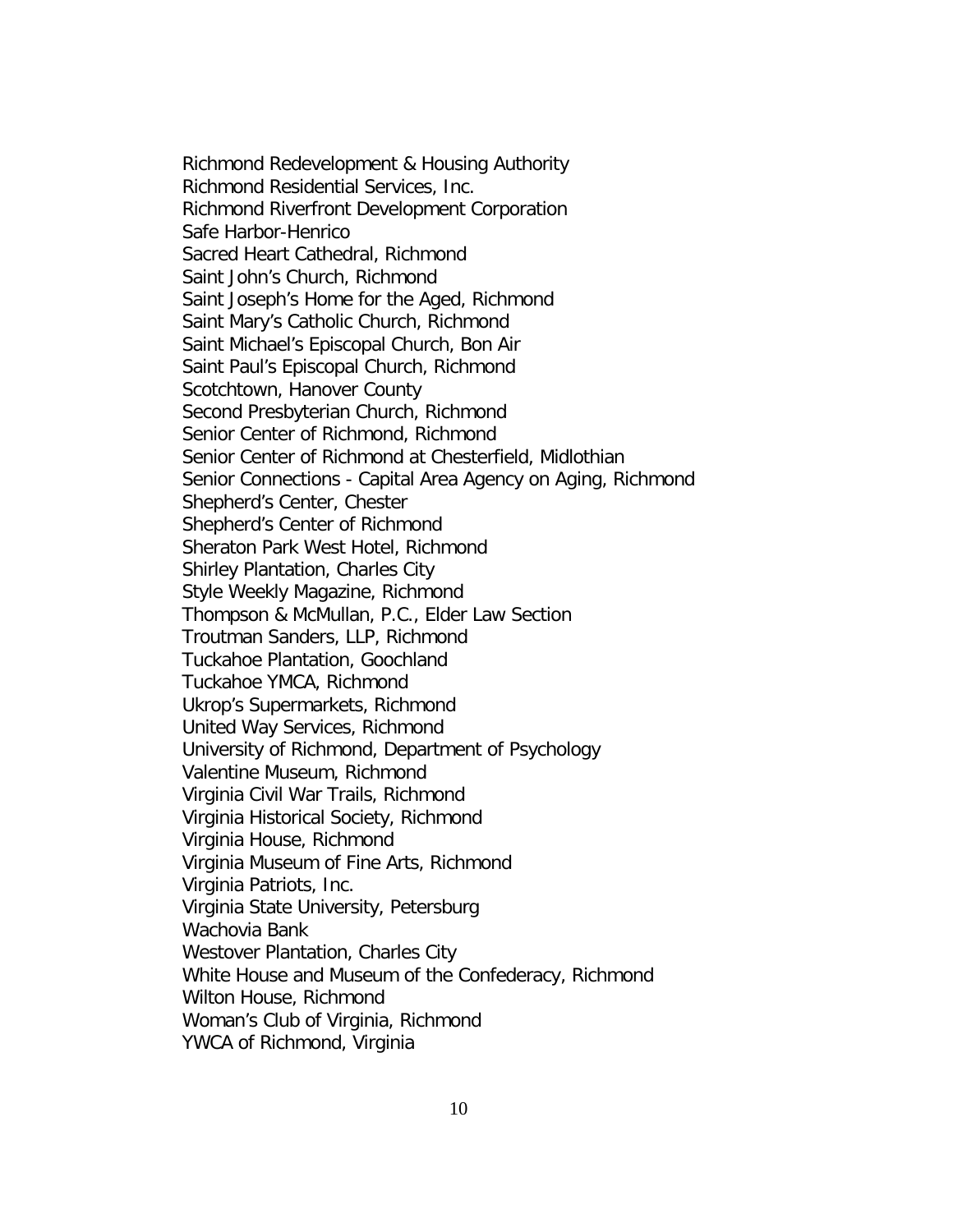Richmond Redevelopment & Housing Authority
Richmond Residential Services, Inc.
Richmond Riverfront Development Corporation
Safe Harbor-Henrico
Sacred Heart Cathedral, Richmond
Saint John's Church, Richmond
Saint Joseph's Home for the Aged, Richmond
Saint Mary's Catholic Church, Richmond
Saint Michael's Episcopal Church, Bon Air
Saint Paul's Episcopal Church, Richmond
Scotchtown, Hanover County
Second Presbyterian Church, Richmond
Senior Center of Richmond, Richmond
Senior Center of Richmond at Chesterfield, Midlothian
Senior Connections - Capital Area Agency on Aging, Richmond
Shepherd's Center, Chester
Shepherd's Center of Richmond
Sheraton Park West Hotel, Richmond
Shirley Plantation, Charles City
Style Weekly Magazine, Richmond
Thompson & McMullan, P.C., Elder Law Section
Troutman Sanders, LLP, Richmond
Tuckahoe Plantation, Goochland
Tuckahoe YMCA, Richmond
Ukrop's Supermarkets, Richmond
United Way Services, Richmond
University of Richmond, Department of Psychology
Valentine Museum, Richmond
Virginia Civil War Trails, Richmond
Virginia Historical Society, Richmond
Virginia House, Richmond
Virginia Museum of Fine Arts, Richmond
Virginia Patriots, Inc.
Virginia State University, Petersburg
Wachovia Bank
Westover Plantation, Charles City
White House and Museum of the Confederacy, Richmond
Wilton House, Richmond
Woman's Club of Virginia, Richmond
YWCA of Richmond, Virginia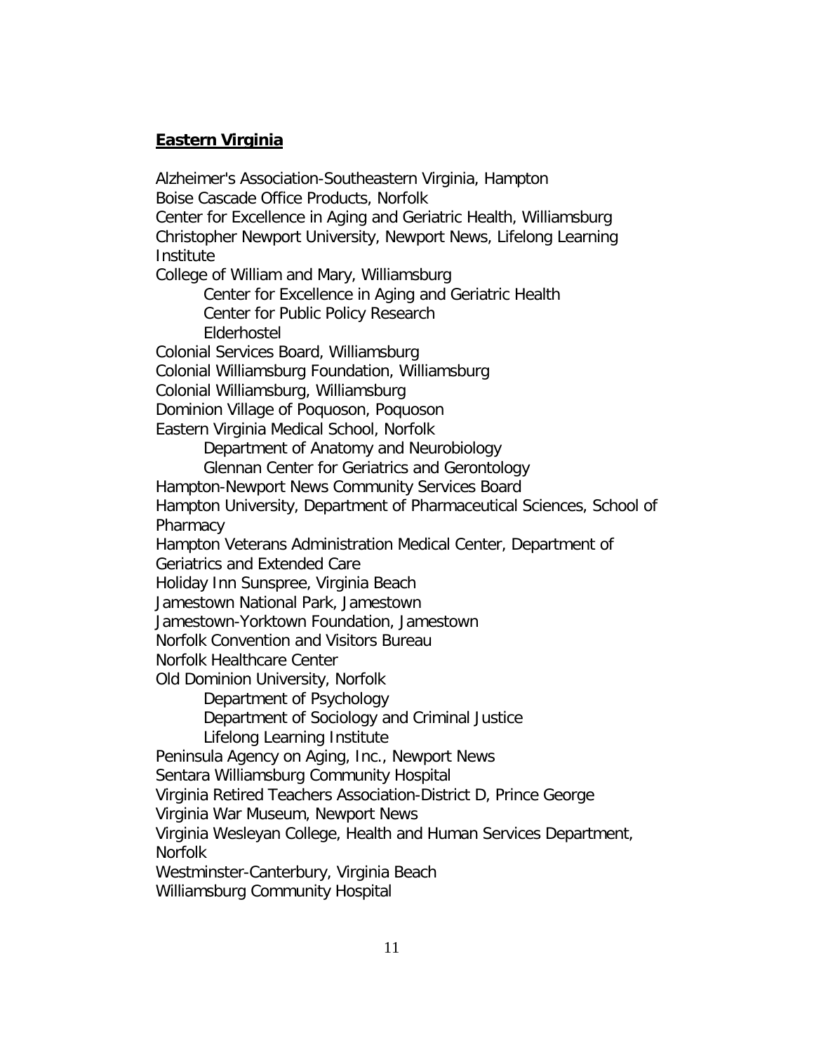## Eastern Virginia

Alzheimer's Association-Southeastern Virginia, Hampton
Boise Cascade Office Products, Norfolk
Center for Excellence in Aging and Geriatric Health, Williamsburg
Christopher Newport University, Newport News, Lifelong Learning Institute
College of William and Mary, Williamsburg
- Center for Excellence in Aging and Geriatric Health
- Center for Public Policy Research
- Elderhostel

Colonial Services Board, Williamsburg
Colonial Williamsburg Foundation, Williamsburg
Colonial Williamsburg, Williamsburg
Dominion Village of Poquoson, Poquoson
Eastern Virginia Medical School, Norfolk
- Department of Anatomy and Neurobiology
- Glennan Center for Geriatrics and Gerontology

Hampton-Newport News Community Services Board
Hampton University, Department of Pharmaceutical Sciences, School of Pharmacy
Hampton Veterans Administration Medical Center, Department of Geriatrics and Extended Care
Holiday Inn Sunspree, Virginia Beach
Jamestown National Park, Jamestown
Jamestown-Yorktown Foundation, Jamestown
Norfolk Convention and Visitors Bureau
Norfolk Healthcare Center
Old Dominion University, Norfolk
- Department of Psychology
- Department of Sociology and Criminal Justice
- Lifelong Learning Institute

Peninsula Agency on Aging, Inc., Newport News
Sentara Williamsburg Community Hospital
Virginia Retired Teachers Association-District D, Prince George
Virginia War Museum, Newport News
Virginia Wesleyan College, Health and Human Services Department, Norfolk
Westminster-Canterbury, Virginia Beach
Williamsburg Community Hospital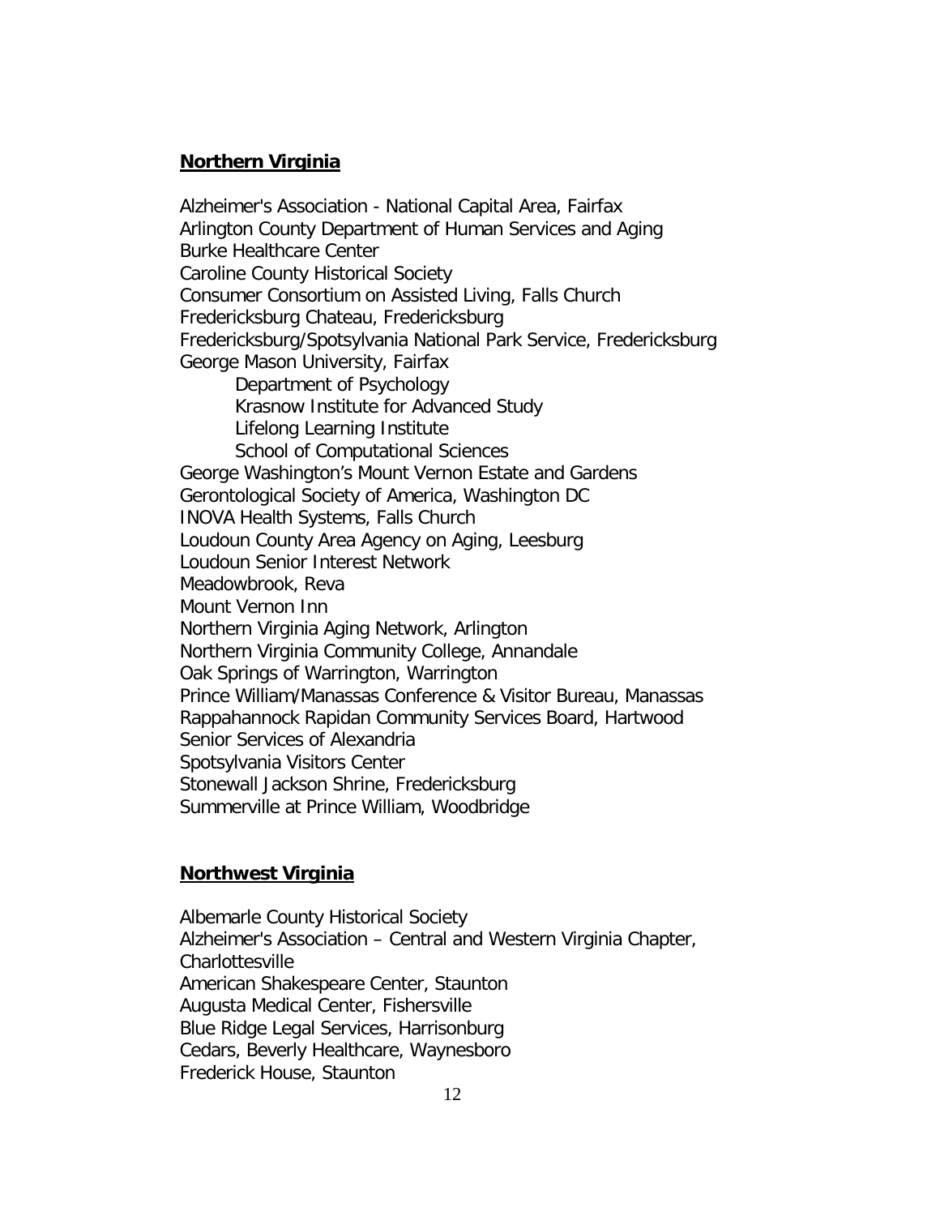**Northern Virginia**

Alzheimer's Association - National Capital Area, Fairfax
Arlington County Department of Human Services and Aging
Burke Healthcare Center
Caroline County Historical Society
Consumer Consortium on Assisted Living, Falls Church
Fredericksburg Chateau, Fredericksburg
Fredericksburg/Spotsylvania National Park Service, Fredericksburg
George Mason University, Fairfax
- Department of Psychology
- Krasnow Institute for Advanced Study
- Lifelong Learning Institute
- School of Computational Sciences

George Washington's Mount Vernon Estate and Gardens
Gerontological Society of America, Washington DC
INOVA Health Systems, Falls Church
Loudoun County Area Agency on Aging, Leesburg
Loudoun Senior Interest Network
Meadowbrook, Reva
Mount Vernon Inn
Northern Virginia Aging Network, Arlington
Northern Virginia Community College, Annandale
Oak Springs of Warrington, Warrington
Prince William/Manassas Conference & Visitor Bureau, Manassas
Rappahannock Rapidan Community Services Board, Hartwood
Senior Services of Alexandria
Spotsylvania Visitors Center
Stonewall Jackson Shrine, Fredericksburg
Summerville at Prince William, Woodbridge

**Northwest Virginia**

Albemarle County Historical Society
Alzheimer's Association – Central and Western Virginia Chapter, Charlottesville
American Shakespeare Center, Staunton
Augusta Medical Center, Fishersville
Blue Ridge Legal Services, Harrisonburg
Cedars, Beverly Healthcare, Waynesboro
Frederick House, Staunton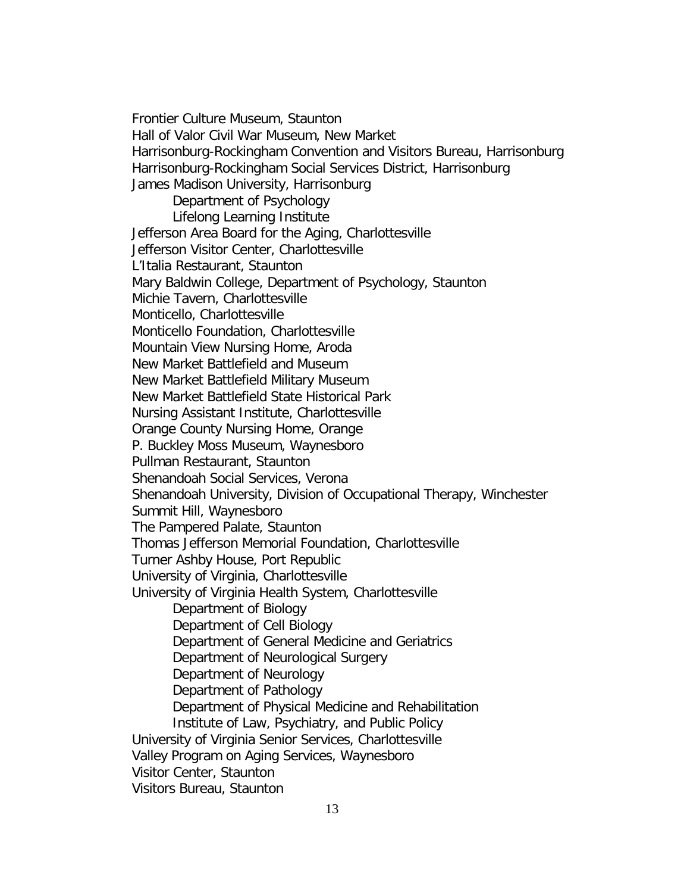Frontier Culture Museum, Staunton
Hall of Valor Civil War Museum, New Market
Harrisonburg-Rockingham Convention and Visitors Bureau, Harrisonburg
Harrisonburg-Rockingham Social Services District, Harrisonburg
James Madison University, Harrisonburg
  - Department of Psychology
  - Lifelong Learning Institute

Jefferson Area Board for the Aging, Charlottesville
Jefferson Visitor Center, Charlottesville
L'Italia Restaurant, Staunton
Mary Baldwin College, Department of Psychology, Staunton
Michie Tavern, Charlottesville
Monticello, Charlottesville
Monticello Foundation, Charlottesville
Mountain View Nursing Home, Aroda
New Market Battlefield and Museum
New Market Battlefield Military Museum
New Market Battlefield State Historical Park
Nursing Assistant Institute, Charlottesville
Orange County Nursing Home, Orange
P. Buckley Moss Museum, Waynesboro
Pullman Restaurant, Staunton
Shenandoah Social Services, Verona
Shenandoah University, Division of Occupational Therapy, Winchester
Summit Hill, Waynesboro
The Pampered Palate, Staunton
Thomas Jefferson Memorial Foundation, Charlottesville
Turner Ashby House, Port Republic
University of Virginia, Charlottesville
University of Virginia Health System, Charlottesville
  - Department of Biology
  - Department of Cell Biology
  - Department of General Medicine and Geriatrics
  - Department of Neurological Surgery
  - Department of Neurology
  - Department of Pathology
  - Department of Physical Medicine and Rehabilitation
  - Institute of Law, Psychiatry, and Public Policy

University of Virginia Senior Services, Charlottesville
Valley Program on Aging Services, Waynesboro
Visitor Center, Staunton
Visitors Bureau, Staunton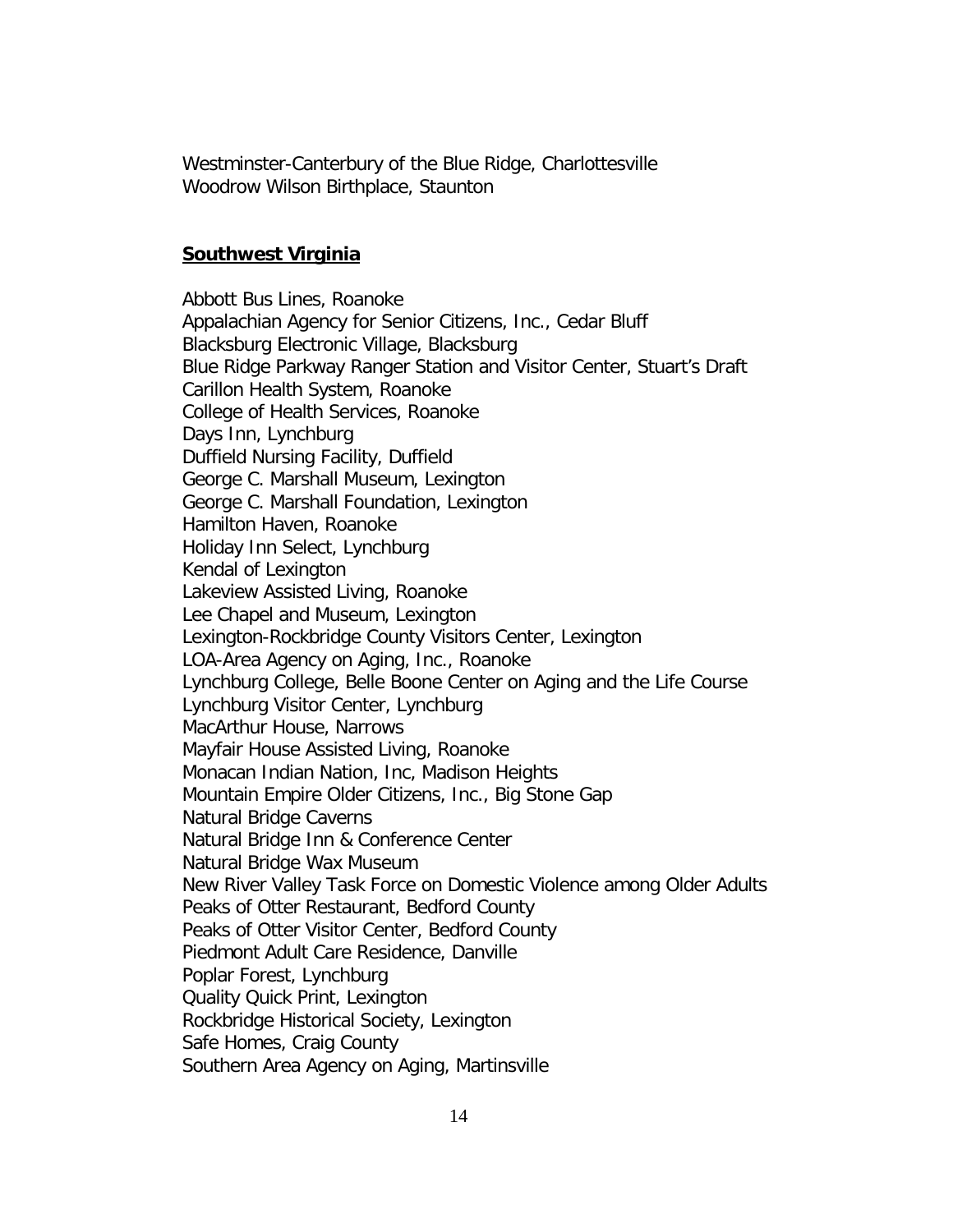Westminster-Canterbury of the Blue Ridge, Charlottesville
Woodrow Wilson Birthplace, Staunton

## **Southwest Virginia**

Abbott Bus Lines, Roanoke
Appalachian Agency for Senior Citizens, Inc., Cedar Bluff
Blacksburg Electronic Village, Blacksburg
Blue Ridge Parkway Ranger Station and Visitor Center, Stuart's Draft
Carillon Health System, Roanoke
College of Health Services, Roanoke
Days Inn, Lynchburg
Duffield Nursing Facility, Duffield
George C. Marshall Museum, Lexington
George C. Marshall Foundation, Lexington
Hamilton Haven, Roanoke
Holiday Inn Select, Lynchburg
Kendal of Lexington
Lakeview Assisted Living, Roanoke
Lee Chapel and Museum, Lexington
Lexington-Rockbridge County Visitors Center, Lexington
LOA-Area Agency on Aging, Inc., Roanoke
Lynchburg College, Belle Boone Center on Aging and the Life Course
Lynchburg Visitor Center, Lynchburg
MacArthur House, Narrows
Mayfair House Assisted Living, Roanoke
Monacan Indian Nation, Inc, Madison Heights
Mountain Empire Older Citizens, Inc., Big Stone Gap
Natural Bridge Caverns
Natural Bridge Inn & Conference Center
Natural Bridge Wax Museum
New River Valley Task Force on Domestic Violence among Older Adults
Peaks of Otter Restaurant, Bedford County
Peaks of Otter Visitor Center, Bedford County
Piedmont Adult Care Residence, Danville
Poplar Forest, Lynchburg
Quality Quick Print, Lexington
Rockbridge Historical Society, Lexington
Safe Homes, Craig County
Southern Area Agency on Aging, Martinsville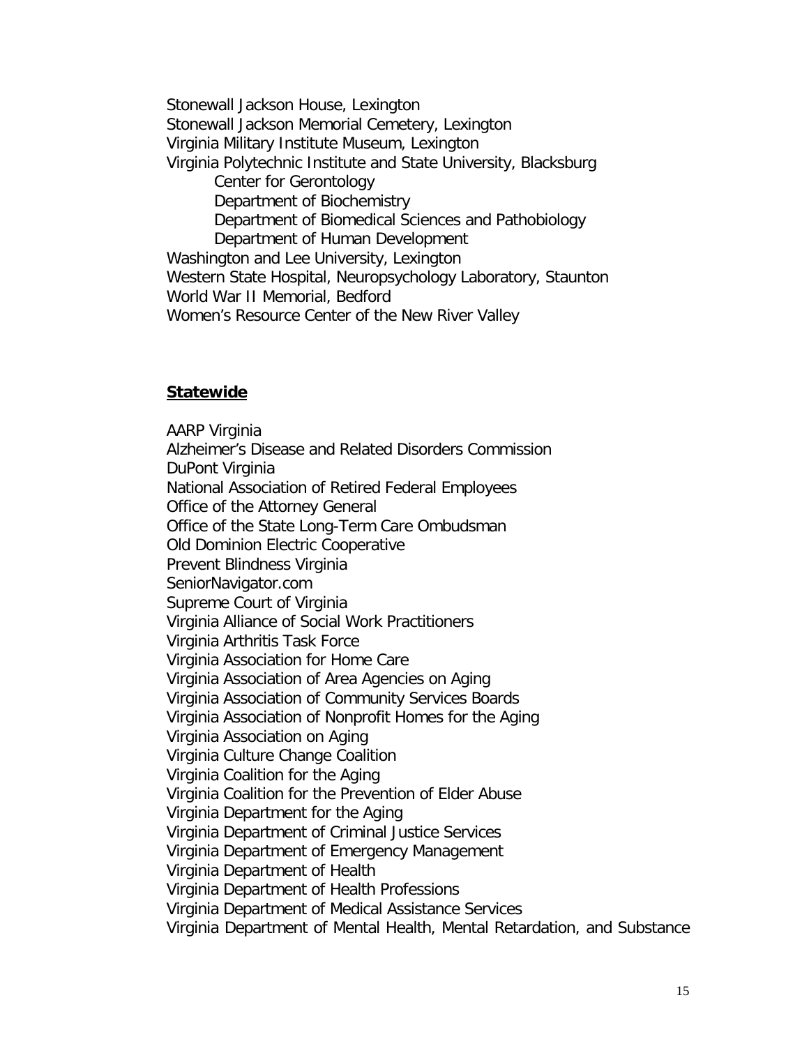Stonewall Jackson House, Lexington
Stonewall Jackson Memorial Cemetery, Lexington
Virginia Military Institute Museum, Lexington
Virginia Polytechnic Institute and State University, Blacksburg
- Center for Gerontology
- Department of Biochemistry
- Department of Biomedical Sciences and Pathobiology
- Department of Human Development

Washington and Lee University, Lexington
Western State Hospital, Neuropsychology Laboratory, Staunton
World War II Memorial, Bedford
Women's Resource Center of the New River Valley

**Statewide**

AARP Virginia
Alzheimer's Disease and Related Disorders Commission
DuPont Virginia
National Association of Retired Federal Employees
Office of the Attorney General
Office of the State Long-Term Care Ombudsman
Old Dominion Electric Cooperative
Prevent Blindness Virginia
SeniorNavigator.com
Supreme Court of Virginia
Virginia Alliance of Social Work Practitioners
Virginia Arthritis Task Force
Virginia Association for Home Care
Virginia Association of Area Agencies on Aging
Virginia Association of Community Services Boards
Virginia Association of Nonprofit Homes for the Aging
Virginia Association on Aging
Virginia Culture Change Coalition
Virginia Coalition for the Aging
Virginia Coalition for the Prevention of Elder Abuse
Virginia Department for the Aging
Virginia Department of Criminal Justice Services
Virginia Department of Emergency Management
Virginia Department of Health
Virginia Department of Health Professions
Virginia Department of Medical Assistance Services
Virginia Department of Mental Health, Mental Retardation, and Substance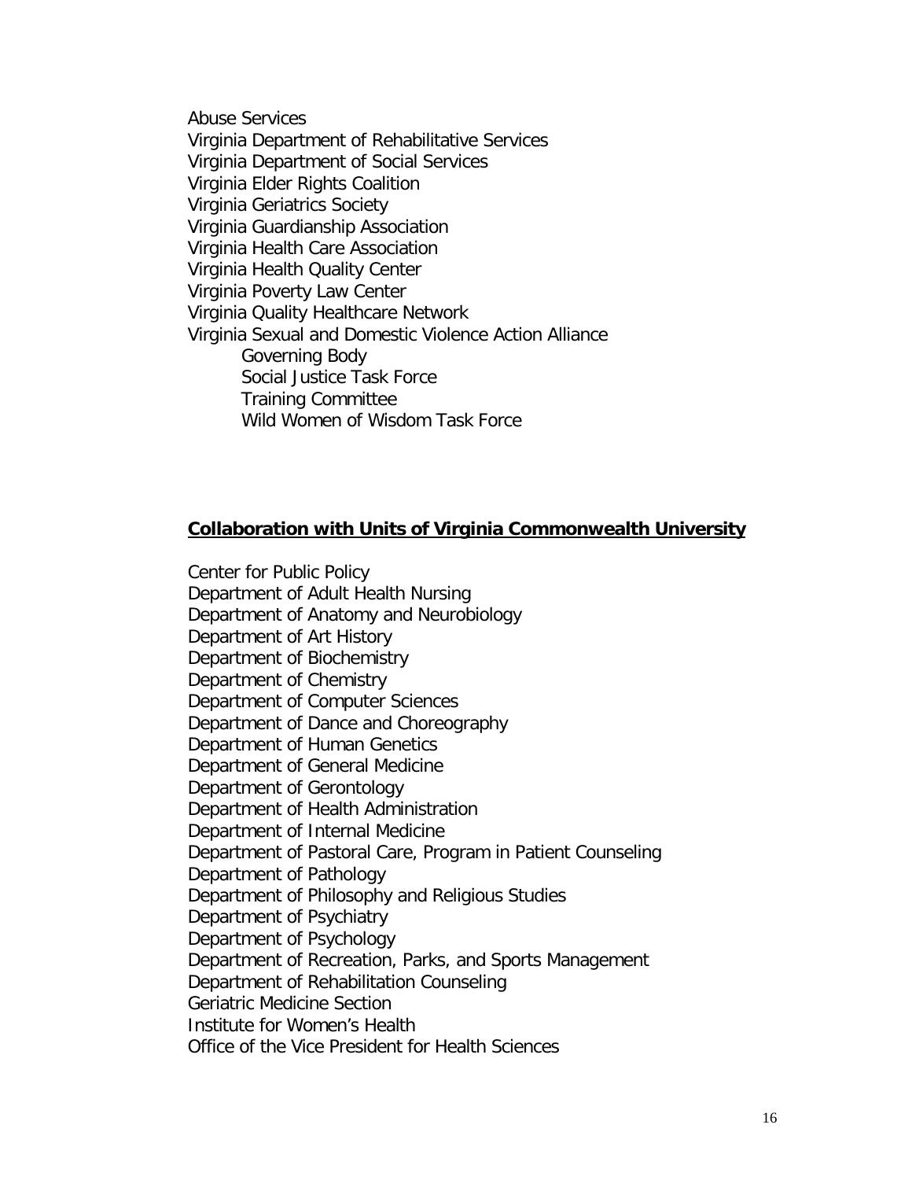Abuse Services
Virginia Department of Rehabilitative Services
Virginia Department of Social Services
Virginia Elder Rights Coalition
Virginia Geriatrics Society
Virginia Guardianship Association
Virginia Health Care Association
Virginia Health Quality Center
Virginia Poverty Law Center
Virginia Quality Healthcare Network
Virginia Sexual and Domestic Violence Action Alliance
- Governing Body
- Social Justice Task Force
- Training Committee
- Wild Women of Wisdom Task Force

## **Collaboration with Units of Virginia Commonwealth University**

Center for Public Policy
Department of Adult Health Nursing
Department of Anatomy and Neurobiology
Department of Art History
Department of Biochemistry
Department of Chemistry
Department of Computer Sciences
Department of Dance and Choreography
Department of Human Genetics
Department of General Medicine
Department of Gerontology
Department of Health Administration
Department of Internal Medicine
Department of Pastoral Care, Program in Patient Counseling
Department of Pathology
Department of Philosophy and Religious Studies
Department of Psychiatry
Department of Psychology
Department of Recreation, Parks, and Sports Management
Department of Rehabilitation Counseling
Geriatric Medicine Section
Institute for Women's Health
Office of the Vice President for Health Sciences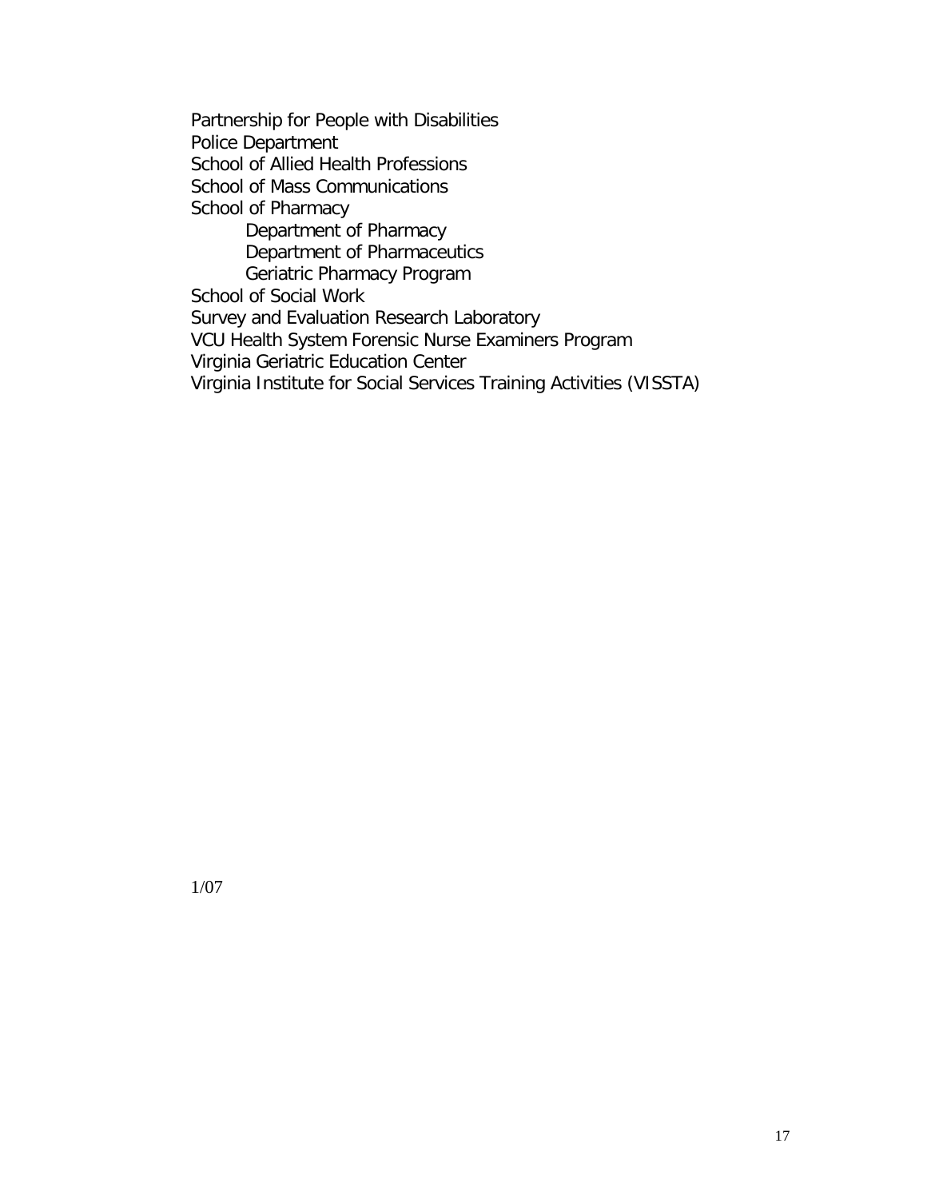Partnership for People with Disabilities
Police Department
School of Allied Health Professions
School of Mass Communications
School of Pharmacy
- Department of Pharmacy
- Department of Pharmaceutics
- Geriatric Pharmacy Program

School of Social Work
Survey and Evaluation Research Laboratory
VCU Health System Forensic Nurse Examiners Program
Virginia Geriatric Education Center
Virginia Institute for Social Services Training Activities (VISSTA)

1/07